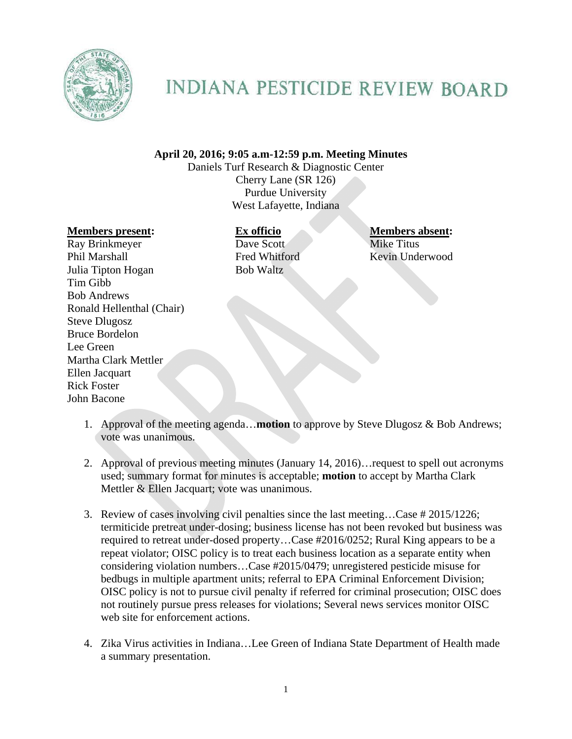# INDIANA PESTICIDE REVIEW BOARD

**April 20, 2016; 9:05 a.m-12:59 p.m. Meeting Minutes**
Daniels Turf Research & Diagnostic Center
Cherry Lane (SR 126)
Purdue University
West Lafayette, Indiana

**Members present:**
Ray Brinkmeyer
Phil Marshall
Julia Tipton Hogan
Tim Gibb
Bob Andrews
Ronald Hellenthal (Chair)
Steve Dlugosz
Bruce Bordelon
Lee Green
Martha Clark Mettler
Ellen Jacquart
Rick Foster
John Bacone

**Ex officio**
Dave Scott
Fred Whitford
Bob Waltz

**Members absent:**
Mike Titus
Kevin Underwood

1. Approval of the meeting agenda…**motion** to approve by Steve Dlugosz & Bob Andrews; vote was unanimous.

2. Approval of previous meeting minutes (January 14, 2016)…request to spell out acronyms used; summary format for minutes is acceptable; **motion** to accept by Martha Clark Mettler & Ellen Jacquart; vote was unanimous.

3. Review of cases involving civil penalties since the last meeting…Case # 2015/1226; termiticide pretreat under-dosing; business license has not been revoked but business was required to retreat under-dosed property…Case #2016/0252; Rural King appears to be a repeat violator; OISC policy is to treat each business location as a separate entity when considering violation numbers…Case #2015/0479; unregistered pesticide misuse for bedbugs in multiple apartment units; referral to EPA Criminal Enforcement Division; OISC policy is not to pursue civil penalty if referred for criminal prosecution; OISC does not routinely pursue press releases for violations; Several news services monitor OISC web site for enforcement actions.

4. Zika Virus activities in Indiana…Lee Green of Indiana State Department of Health made a summary presentation.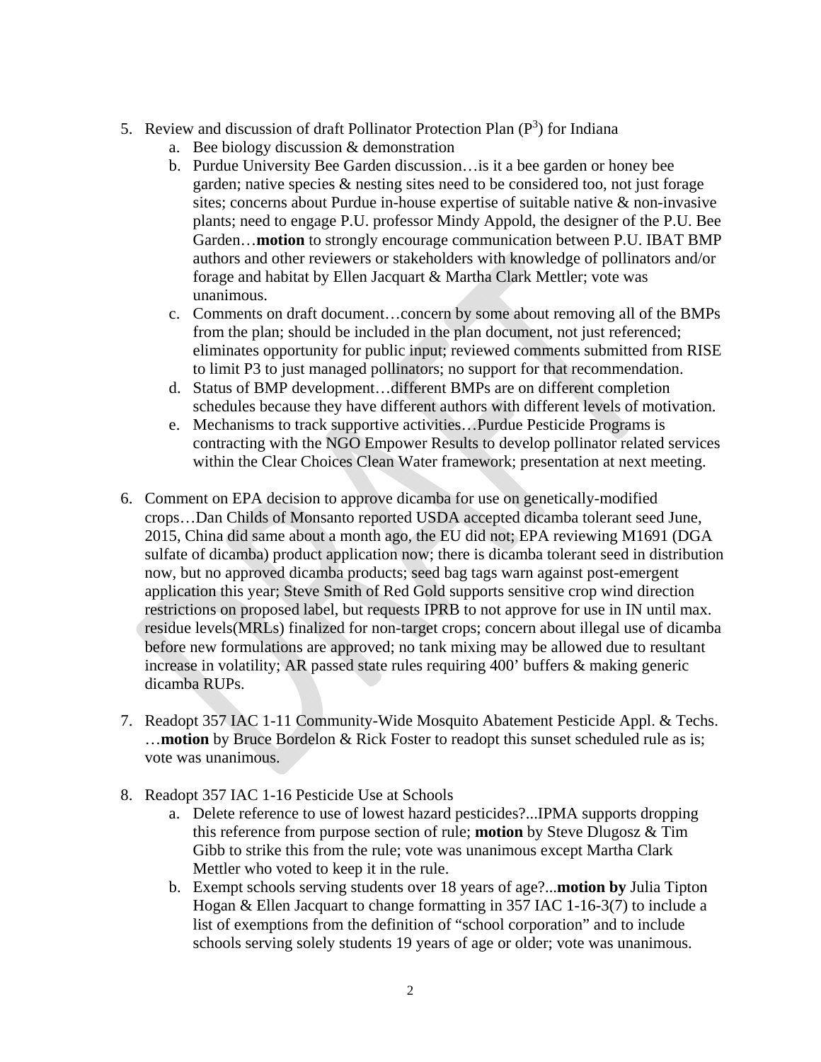5. Review and discussion of draft Pollinator Protection Plan ($P^3$) for Indiana
   a. Bee biology discussion & demonstration
   b. Purdue University Bee Garden discussion…is it a bee garden or honey bee garden; native species & nesting sites need to be considered too, not just forage sites; concerns about Purdue in-house expertise of suitable native & non-invasive plants; need to engage P.U. professor Mindy Appold, the designer of the P.U. Bee Garden…**motion** to strongly encourage communication between P.U. IBAT BMP authors and other reviewers or stakeholders with knowledge of pollinators and/or forage and habitat by Ellen Jacquart & Martha Clark Mettler; vote was unanimous.
   c. Comments on draft document…concern by some about removing all of the BMPs from the plan; should be included in the plan document, not just referenced; eliminates opportunity for public input; reviewed comments submitted from RISE to limit P3 to just managed pollinators; no support for that recommendation.
   d. Status of BMP development…different BMPs are on different completion schedules because they have different authors with different levels of motivation.
   e. Mechanisms to track supportive activities…Purdue Pesticide Programs is contracting with the NGO Empower Results to develop pollinator related services within the Clear Choices Clean Water framework; presentation at next meeting.

6. Comment on EPA decision to approve dicamba for use on genetically-modified crops…Dan Childs of Monsanto reported USDA accepted dicamba tolerant seed June, 2015, China did same about a month ago, the EU did not; EPA reviewing M1691 (DGA sulfate of dicamba) product application now; there is dicamba tolerant seed in distribution now, but no approved dicamba products; seed bag tags warn against post-emergent application this year; Steve Smith of Red Gold supports sensitive crop wind direction restrictions on proposed label, but requests IPRB to not approve for use in IN until max. residue levels(MRLs) finalized for non-target crops; concern about illegal use of dicamba before new formulations are approved; no tank mixing may be allowed due to resultant increase in volatility; AR passed state rules requiring 400' buffers & making generic dicamba RUPs.

7. Readopt 357 IAC 1-11 Community-Wide Mosquito Abatement Pesticide Appl. & Techs. …**motion** by Bruce Bordelon & Rick Foster to readopt this sunset scheduled rule as is; vote was unanimous.

8. Readopt 357 IAC 1-16 Pesticide Use at Schools
   a. Delete reference to use of lowest hazard pesticides?...IPMA supports dropping this reference from purpose section of rule; **motion** by Steve Dlugosz & Tim Gibb to strike this from the rule; vote was unanimous except Martha Clark Mettler who voted to keep it in the rule.
   b. Exempt schools serving students over 18 years of age?...**motion by** Julia Tipton Hogan & Ellen Jacquart to change formatting in 357 IAC 1-16-3(7) to include a list of exemptions from the definition of "school corporation" and to include schools serving solely students 19 years of age or older; vote was unanimous.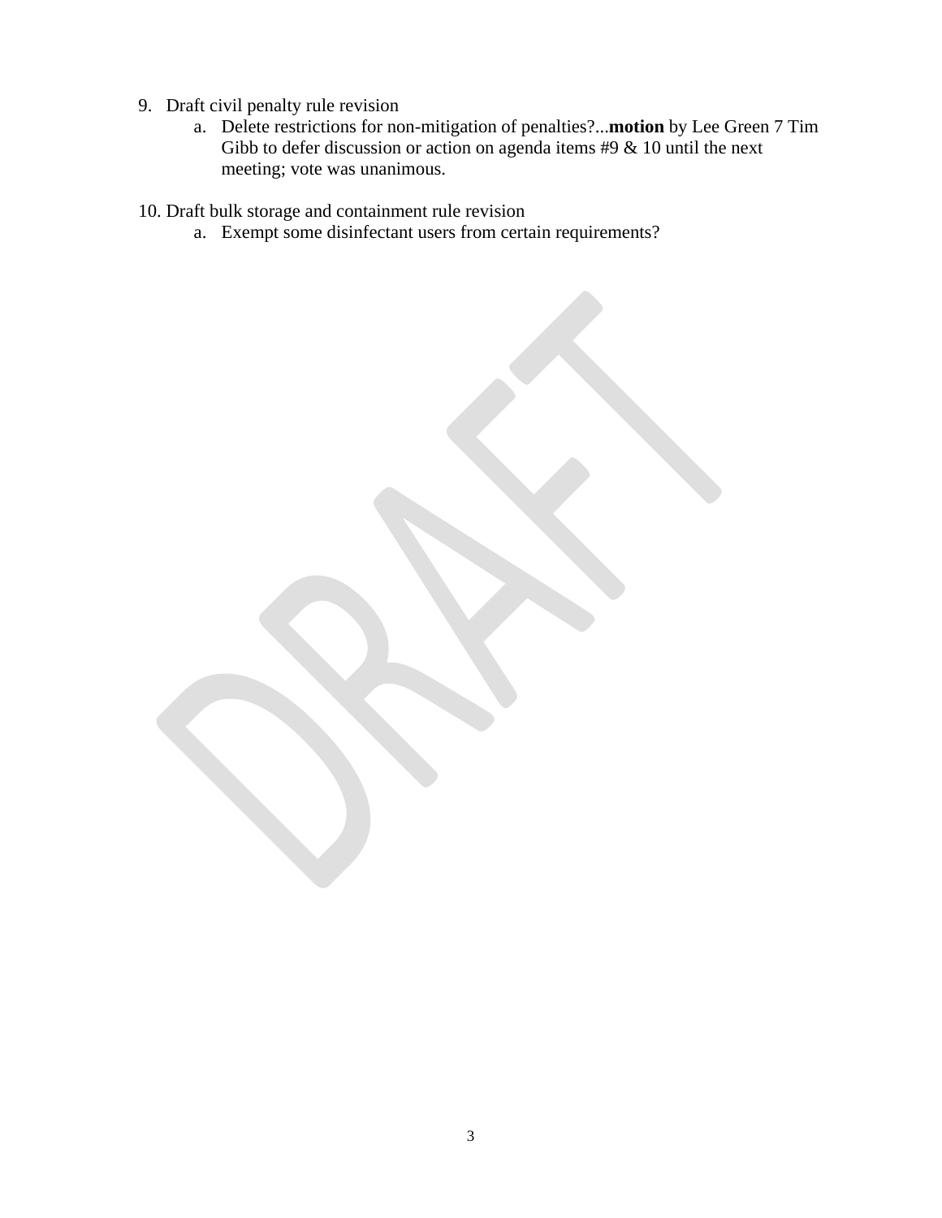9. Draft civil penalty rule revision
   a. Delete restrictions for non-mitigation of penalties?...**motion** by Lee Green 7 Tim Gibb to defer discussion or action on agenda items #9 & 10 until the next meeting; vote was unanimous.

10. Draft bulk storage and containment rule revision
    a. Exempt some disinfectant users from certain requirements?